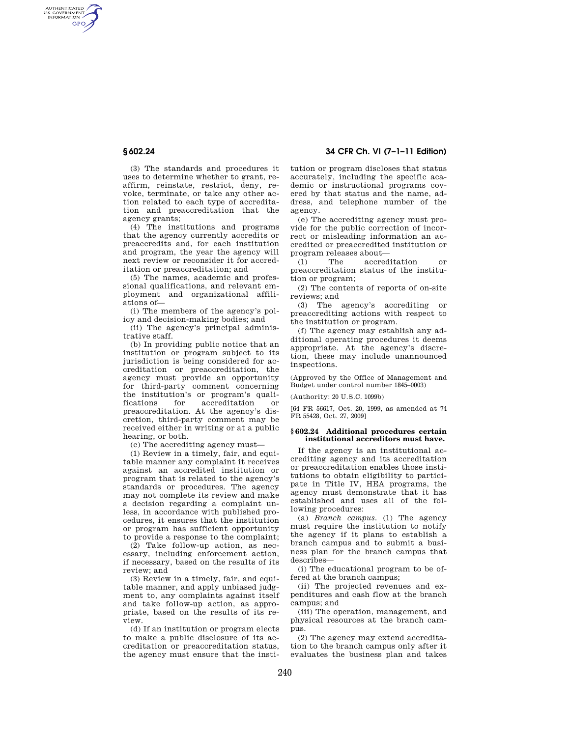(3) The standards and procedures it uses to determine whether to grant, reaffirm, reinstate, restrict, deny, revoke, terminate, or take any other action related to each type of accreditation and preaccreditation that the agency grants;

(4) The institutions and programs that the agency currently accredits or preaccredits and, for each institution and program, the year the agency will next review or reconsider it for accreditation or preaccreditation; and

(5) The names, academic and professional qualifications, and relevant employment and organizational affiliations of—

(i) The members of the agency's policy and decision-making bodies; and

(ii) The agency's principal administrative staff.

(b) In providing public notice that an institution or program subject to its jurisdiction is being considered for accreditation or preaccreditation, the agency must provide an opportunity for third-party comment concerning the institution's or program's qualifications for accreditation or preaccreditation. At the agency's discretion, third-party comment may be received either in writing or at a public hearing, or both.

(c) The accrediting agency must—

(1) Review in a timely, fair, and equitable manner any complaint it receives against an accredited institution or program that is related to the agency's standards or procedures. The agency may not complete its review and make a decision regarding a complaint unless, in accordance with published procedures, it ensures that the institution or program has sufficient opportunity to provide a response to the complaint;

(2) Take follow-up action, as necessary, including enforcement action, if necessary, based on the results of its review; and

(3) Review in a timely, fair, and equitable manner, and apply unbiased judgment to, any complaints against itself and take follow-up action, as appropriate, based on the results of its review.

(d) If an institution or program elects to make a public disclosure of its accreditation or preaccreditation status, the agency must ensure that the institution or program discloses that status accurately, including the specific academic or instructional programs covered by that status and the name, address, and telephone number of the agency.

(e) The accrediting agency must provide for the public correction of incorrect or misleading information an accredited or preaccredited institution or program releases about—

(1) The accreditation or preaccreditation status of the institution or program;

(2) The contents of reports of on-site reviews; and

(3) The agency's accrediting or preaccrediting actions with respect to the institution or program.

(f) The agency may establish any additional operating procedures it deems appropriate. At the agency's discretion, these may include unannounced inspections.

(Approved by the Office of Management and Budget under control number 1845–0003)

(Authority: 20 U.S.C. 1099b)

[64 FR 56617, Oct. 20, 1999, as amended at 74 FR 55428, Oct. 27, 2009]

### § 602.24 Additional procedures certain institutional accreditors must have.

If the agency is an institutional accrediting agency and its accreditation or preaccreditation enables those institutions to obtain eligibility to participate in Title IV, HEA programs, the agency must demonstrate that it has established and uses all of the following procedures:

(a) *Branch campus.* (1) The agency must require the institution to notify the agency if it plans to establish a branch campus and to submit a business plan for the branch campus that describes—

(i) The educational program to be offered at the branch campus;

(ii) The projected revenues and expenditures and cash flow at the branch campus; and

(iii) The operation, management, and physical resources at the branch campus.

(2) The agency may extend accreditation to the branch campus only after it evaluates the business plan and takes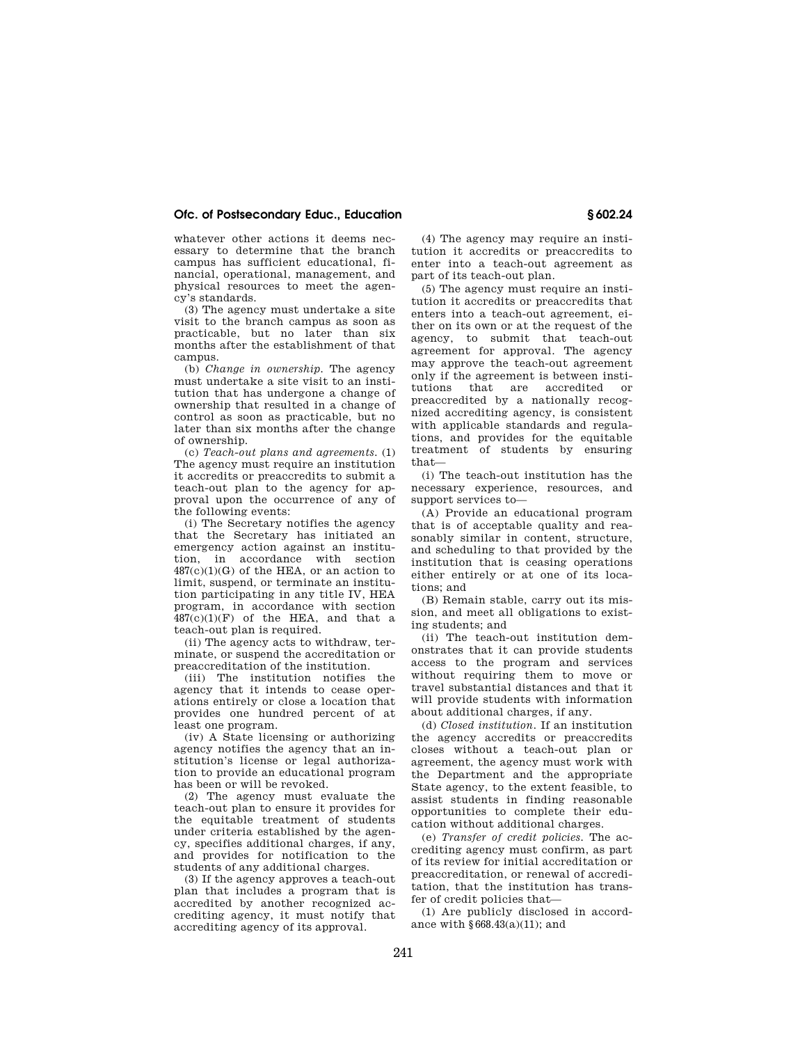whatever other actions it deems necessary to determine that the branch campus has sufficient educational, financial, operational, management, and physical resources to meet the agency's standards.

(3) The agency must undertake a site visit to the branch campus as soon as practicable, but no later than six months after the establishment of that campus.

(b) *Change in ownership.* The agency must undertake a site visit to an institution that has undergone a change of ownership that resulted in a change of control as soon as practicable, but no later than six months after the change of ownership.

(c) *Teach-out plans and agreements.* (1) The agency must require an institution it accredits or preaccredits to submit a teach-out plan to the agency for approval upon the occurrence of any of the following events:

(i) The Secretary notifies the agency that the Secretary has initiated an emergency action against an institution, in accordance with section 487(c)(1)(G) of the HEA, or an action to limit, suspend, or terminate an institution participating in any title IV, HEA program, in accordance with section 487(c)(1)(F) of the HEA, and that a teach-out plan is required.

(ii) The agency acts to withdraw, terminate, or suspend the accreditation or preaccreditation of the institution.

(iii) The institution notifies the agency that it intends to cease operations entirely or close a location that provides one hundred percent of at least one program.

(iv) A State licensing or authorizing agency notifies the agency that an institution's license or legal authorization to provide an educational program has been or will be revoked.

(2) The agency must evaluate the teach-out plan to ensure it provides for the equitable treatment of students under criteria established by the agency, specifies additional charges, if any, and provides for notification to the students of any additional charges.

(3) If the agency approves a teach-out plan that includes a program that is accredited by another recognized accrediting agency, it must notify that accrediting agency of its approval.

(4) The agency may require an institution it accredits or preaccredits to enter into a teach-out agreement as part of its teach-out plan.

(5) The agency must require an institution it accredits or preaccredits that enters into a teach-out agreement, either on its own or at the request of the agency, to submit that teach-out agreement for approval. The agency may approve the teach-out agreement only if the agreement is between institutions that are accredited or preaccredited by a nationally recognized accrediting agency, is consistent with applicable standards and regulations, and provides for the equitable treatment of students by ensuring that—

(i) The teach-out institution has the necessary experience, resources, and support services to—

(A) Provide an educational program that is of acceptable quality and reasonably similar in content, structure, and scheduling to that provided by the institution that is ceasing operations either entirely or at one of its locations; and

(B) Remain stable, carry out its mission, and meet all obligations to existing students; and

(ii) The teach-out institution demonstrates that it can provide students access to the program and services without requiring them to move or travel substantial distances and that it will provide students with information about additional charges, if any.

(d) *Closed institution.* If an institution the agency accredits or preaccredits closes without a teach-out plan or agreement, the agency must work with the Department and the appropriate State agency, to the extent feasible, to assist students in finding reasonable opportunities to complete their education without additional charges.

(e) *Transfer of credit policies.* The accrediting agency must confirm, as part of its review for initial accreditation or preaccreditation, or renewal of accreditation, that the institution has transfer of credit policies that—

(1) Are publicly disclosed in accordance with §668.43(a)(11); and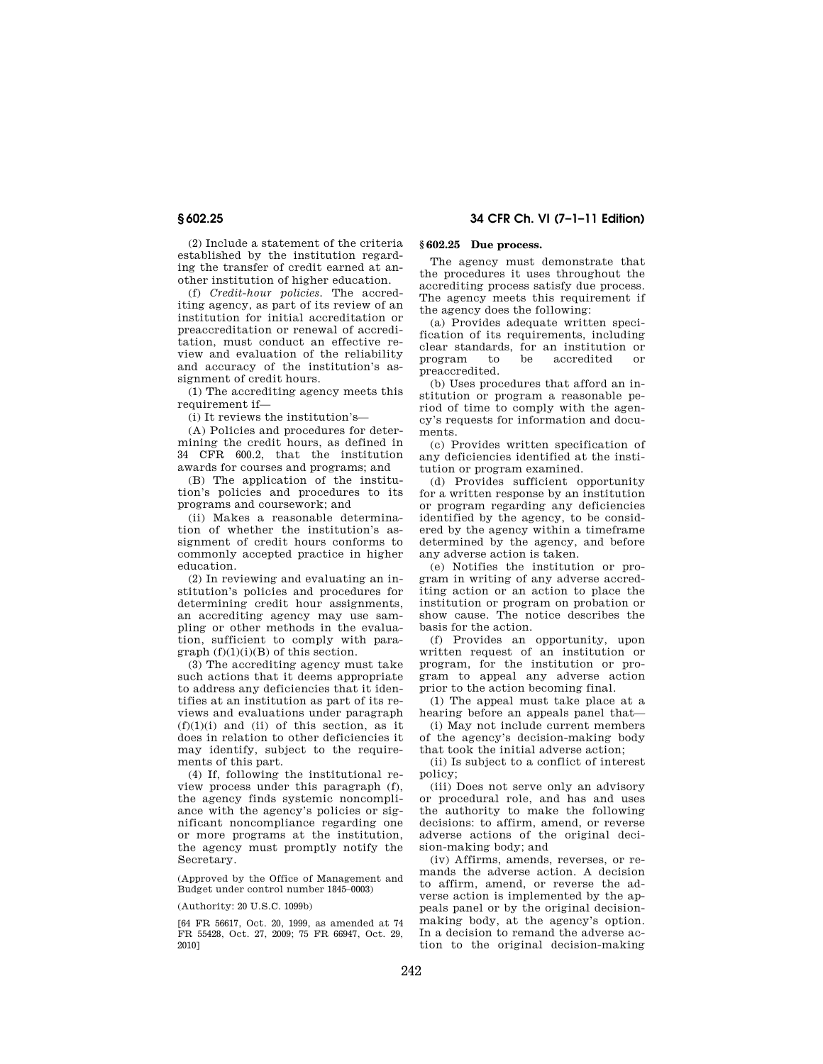(2) Include a statement of the criteria established by the institution regarding the transfer of credit earned at another institution of higher education.

(f) *Credit-hour policies.* The accrediting agency, as part of its review of an institution for initial accreditation or preaccreditation or renewal of accreditation, must conduct an effective review and evaluation of the reliability and accuracy of the institution's assignment of credit hours.

(1) The accrediting agency meets this requirement if—

(i) It reviews the institution's—

(A) Policies and procedures for determining the credit hours, as defined in 34 CFR 600.2, that the institution awards for courses and programs; and

(B) The application of the institution's policies and procedures to its programs and coursework; and

(ii) Makes a reasonable determination of whether the institution's assignment of credit hours conforms to commonly accepted practice in higher education.

(2) In reviewing and evaluating an institution's policies and procedures for determining credit hour assignments, an accrediting agency may use sampling or other methods in the evaluation, sufficient to comply with paragraph (f)(1)(i)(B) of this section.

(3) The accrediting agency must take such actions that it deems appropriate to address any deficiencies that it identifies at an institution as part of its reviews and evaluations under paragraph (f)(1)(i) and (ii) of this section, as it does in relation to other deficiencies it may identify, subject to the requirements of this part.

(4) If, following the institutional review process under this paragraph (f), the agency finds systemic noncompliance with the agency's policies or significant noncompliance regarding one or more programs at the institution, the agency must promptly notify the Secretary.

(Approved by the Office of Management and Budget under control number 1845–0003)

(Authority: 20 U.S.C. 1099b)

[64 FR 56617, Oct. 20, 1999, as amended at 74 FR 55428, Oct. 27, 2009; 75 FR 66947, Oct. 29, 2010]

### § 602.25 Due process.

The agency must demonstrate that the procedures it uses throughout the accrediting process satisfy due process. The agency meets this requirement if the agency does the following:

(a) Provides adequate written specification of its requirements, including clear standards, for an institution or program to be accredited or preaccredited.

(b) Uses procedures that afford an institution or program a reasonable period of time to comply with the agency's requests for information and documents.

(c) Provides written specification of any deficiencies identified at the institution or program examined.

(d) Provides sufficient opportunity for a written response by an institution or program regarding any deficiencies identified by the agency, to be considered by the agency within a timeframe determined by the agency, and before any adverse action is taken.

(e) Notifies the institution or program in writing of any adverse accrediting action or an action to place the institution or program on probation or show cause. The notice describes the basis for the action.

(f) Provides an opportunity, upon written request of an institution or program, for the institution or program to appeal any adverse action prior to the action becoming final.

(1) The appeal must take place at a hearing before an appeals panel that—

(i) May not include current members of the agency's decision-making body that took the initial adverse action;

(ii) Is subject to a conflict of interest policy;

(iii) Does not serve only an advisory or procedural role, and has and uses the authority to make the following decisions: to affirm, amend, or reverse adverse actions of the original decision-making body; and

(iv) Affirms, amends, reverses, or remands the adverse action. A decision to affirm, amend, or reverse the adverse action is implemented by the appeals panel or by the original decision-making body, at the agency's option. In a decision to remand the adverse action to the original decision-making